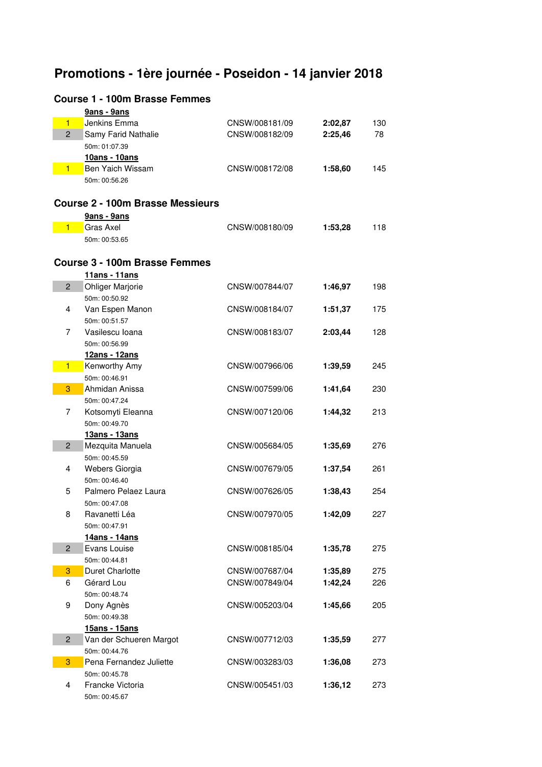# Promotions - 1ère journée - Poseidon - 14 janvier 2018

## Course 1 - 100m Brasse Femmes

**9ans - 9ans**

| Place | Nom | Licence | Temps | Points |
|---|---|---|---|---|
| 1 | Jenkins Emma | CNSW/008181/09 | **2:02,87** | 130 |
| 2 | Samy Farid Nathalie<br>50m: 01:07.39 | CNSW/008182/09 | **2:25,46** | 78 |

**10ans - 10ans**

| Place | Nom | Licence | Temps | Points |
|---|---|---|---|---|
| 1 | Ben Yaich Wissam<br>50m: 00:56.26 | CNSW/008172/08 | **1:58,60** | 145 |

## Course 2 - 100m Brasse Messieurs

**9ans - 9ans**

| Place | Nom | Licence | Temps | Points |
|---|---|---|---|---|
| 1 | Gras Axel<br>50m: 00:53.65 | CNSW/008180/09 | **1:53,28** | 118 |

## Course 3 - 100m Brasse Femmes

**11ans - 11ans**

| Place | Nom | Licence | Temps | Points |
|---|---|---|---|---|
| 2 | Ohliger Marjorie<br>50m: 00:50.92 | CNSW/007844/07 | **1:46,97** | 198 |
| 4 | Van Espen Manon<br>50m: 00:51.57 | CNSW/008184/07 | **1:51,37** | 175 |
| 7 | Vasilescu Ioana<br>50m: 00:56.99 | CNSW/008183/07 | **2:03,44** | 128 |

**12ans - 12ans**

| Place | Nom | Licence | Temps | Points |
|---|---|---|---|---|
| 1 | Kenworthy Amy<br>50m: 00:46.91 | CNSW/007966/06 | **1:39,59** | 245 |
| 3 | Ahmidan Anissa<br>50m: 00:47.24 | CNSW/007599/06 | **1:41,64** | 230 |
| 7 | Kotsomyti Eleanna<br>50m: 00:49.70 | CNSW/007120/06 | **1:44,32** | 213 |

**13ans - 13ans**

| Place | Nom | Licence | Temps | Points |
|---|---|---|---|---|
| 2 | Mezquita Manuela<br>50m: 00:45.59 | CNSW/005684/05 | **1:35,69** | 276 |
| 4 | Webers Giorgia<br>50m: 00:46.40 | CNSW/007679/05 | **1:37,54** | 261 |
| 5 | Palmero Pelaez Laura<br>50m: 00:47.08 | CNSW/007626/05 | **1:38,43** | 254 |
| 8 | Ravanetti Léa<br>50m: 00:47.91 | CNSW/007970/05 | **1:42,09** | 227 |

**14ans - 14ans**

| Place | Nom | Licence | Temps | Points |
|---|---|---|---|---|
| 2 | Evans Louise<br>50m: 00:44.81 | CNSW/008185/04 | **1:35,78** | 275 |
| 3 | Duret Charlotte | CNSW/007687/04 | **1:35,89** | 275 |
| 6 | Gérard Lou<br>50m: 00:48.74 | CNSW/007849/04 | **1:42,24** | 226 |
| 9 | Dony Agnès<br>50m: 00:49.38 | CNSW/005203/04 | **1:45,66** | 205 |

**15ans - 15ans**

| Place | Nom | Licence | Temps | Points |
|---|---|---|---|---|
| 2 | Van der Schueren Margot<br>50m: 00:44.76 | CNSW/007712/03 | **1:35,59** | 277 |
| 3 | Pena Fernandez Juliette<br>50m: 00:45.78 | CNSW/003283/03 | **1:36,08** | 273 |
| 4 | Francke Victoria<br>50m: 00:45.67 | CNSW/005451/03 | **1:36,12** | 273 |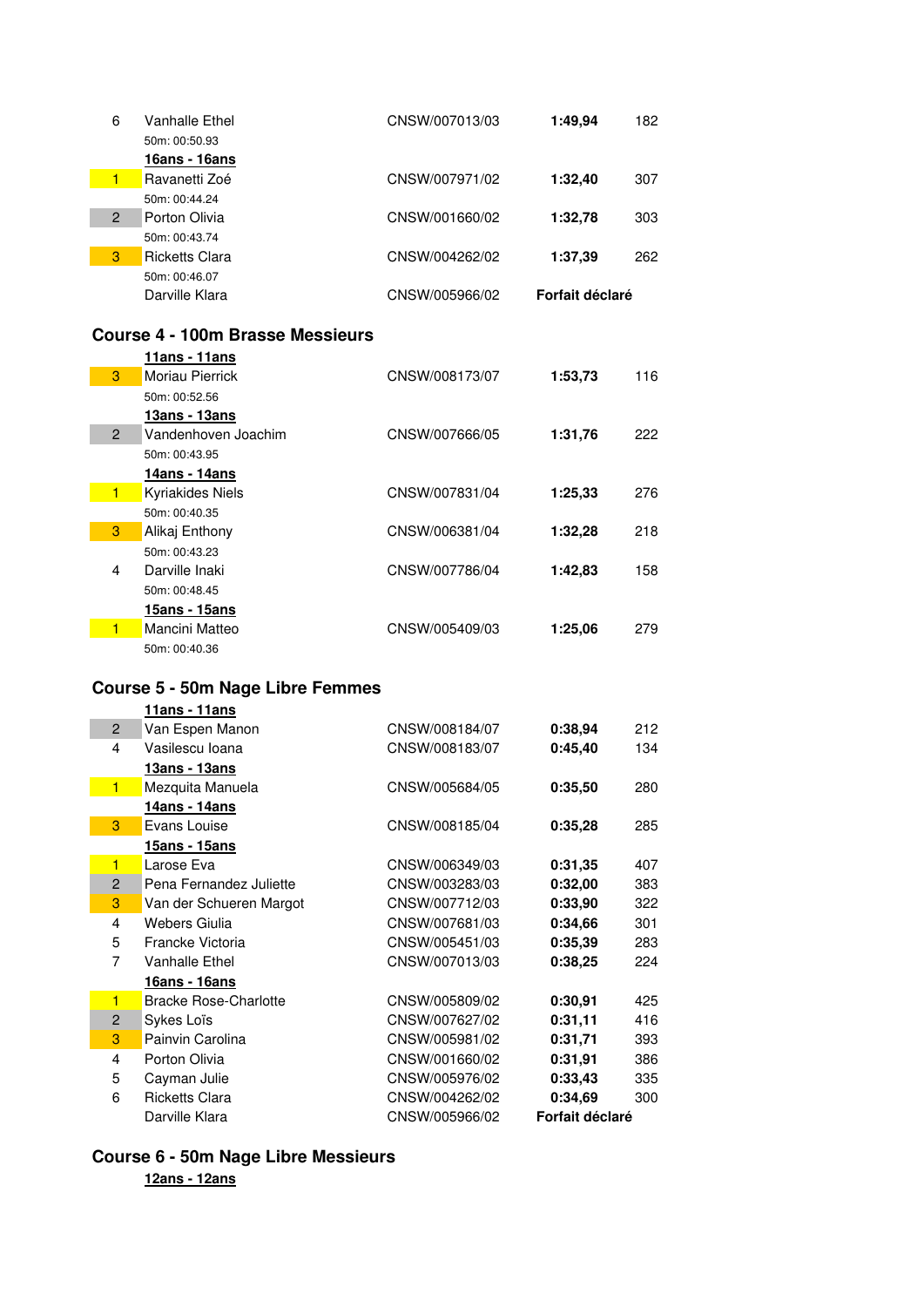| Rang | Nom | Licence | Temps | Points |
|---|---|---|---|---|
| 6 | Vanhalle Ethel | CNSW/007013/03 | **1:49,94** | 182 |
| | 50m: 00:50.93 | | | |
| | **16ans - 16ans** | | | |
| 1 | Ravanetti Zoé | CNSW/007971/02 | **1:32,40** | 307 |
| | 50m: 00:44.24 | | | |
| 2 | Porton Olivia | CNSW/001660/02 | **1:32,78** | 303 |
| | 50m: 00:43.74 | | | |
| 3 | Ricketts Clara | CNSW/004262/02 | **1:37,39** | 262 |
| | 50m: 00:46.07 | | | |
| | Darville Klara | CNSW/005966/02 | **Forfait déclaré** | |

## Course 4 - 100m Brasse Messieurs

| Rang | Nom | Licence | Temps | Points |
|---|---|---|---|---|
| | **11ans - 11ans** | | | |
| 3 | Moriau Pierrick | CNSW/008173/07 | **1:53,73** | 116 |
| | 50m: 00:52.56 | | | |
| | **13ans - 13ans** | | | |
| 2 | Vandenhoven Joachim | CNSW/007666/05 | **1:31,76** | 222 |
| | 50m: 00:43.95 | | | |
| | **14ans - 14ans** | | | |
| 1 | Kyriakides Niels | CNSW/007831/04 | **1:25,33** | 276 |
| | 50m: 00:40.35 | | | |
| 3 | Alikaj Enthony | CNSW/006381/04 | **1:32,28** | 218 |
| | 50m: 00:43.23 | | | |
| 4 | Darville Inaki | CNSW/007786/04 | **1:42,83** | 158 |
| | 50m: 00:48.45 | | | |
| | **15ans - 15ans** | | | |
| 1 | Mancini Matteo | CNSW/005409/03 | **1:25,06** | 279 |
| | 50m: 00:40.36 | | | |

## Course 5 - 50m Nage Libre Femmes

| Rang | Nom | Licence | Temps | Points |
|---|---|---|---|---|
| | **11ans - 11ans** | | | |
| 2 | Van Espen Manon | CNSW/008184/07 | **0:38,94** | 212 |
| 4 | Vasilescu Ioana | CNSW/008183/07 | **0:45,40** | 134 |
| | **13ans - 13ans** | | | |
| 1 | Mezquita Manuela | CNSW/005684/05 | **0:35,50** | 280 |
| | **14ans - 14ans** | | | |
| 3 | Evans Louise | CNSW/008185/04 | **0:35,28** | 285 |
| | **15ans - 15ans** | | | |
| 1 | Larose Eva | CNSW/006349/03 | **0:31,35** | 407 |
| 2 | Pena Fernandez Juliette | CNSW/003283/03 | **0:32,00** | 383 |
| 3 | Van der Schueren Margot | CNSW/007712/03 | **0:33,90** | 322 |
| 4 | Webers Giulia | CNSW/007681/03 | **0:34,66** | 301 |
| 5 | Francke Victoria | CNSW/005451/03 | **0:35,39** | 283 |
| 7 | Vanhalle Ethel | CNSW/007013/03 | **0:38,25** | 224 |
| | **16ans - 16ans** | | | |
| 1 | Bracke Rose-Charlotte | CNSW/005809/02 | **0:30,91** | 425 |
| 2 | Sykes Loïs | CNSW/007627/02 | **0:31,11** | 416 |
| 3 | Painvin Carolina | CNSW/005981/02 | **0:31,71** | 393 |
| 4 | Porton Olivia | CNSW/001660/02 | **0:31,91** | 386 |
| 5 | Cayman Julie | CNSW/005976/02 | **0:33,43** | 335 |
| 6 | Ricketts Clara | CNSW/004262/02 | **0:34,69** | 300 |
| | Darville Klara | CNSW/005966/02 | **Forfait déclaré** | |

## Course 6 - 50m Nage Libre Messieurs

**12ans - 12ans**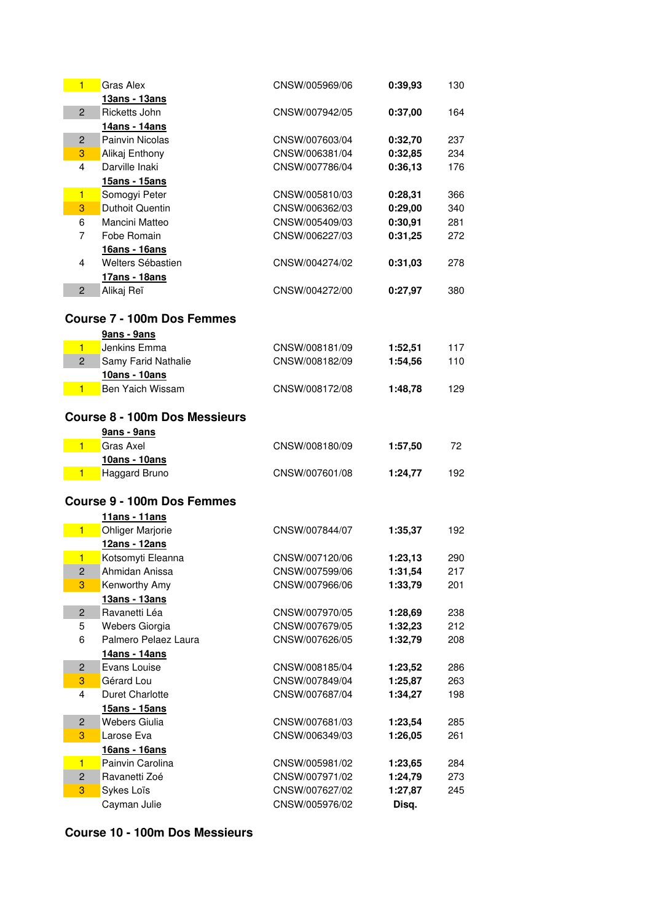| | | | | |
|---|---|---|---|---|
| 1 | Gras Alex | CNSW/005969/06 | **0:39,93** | 130 |
| | **13ans - 13ans** | | | |
| 2 | Ricketts John | CNSW/007942/05 | **0:37,00** | 164 |
| | **14ans - 14ans** | | | |
| 2 | Painvin Nicolas | CNSW/007603/04 | **0:32,70** | 237 |
| 3 | Alikaj Enthony | CNSW/006381/04 | **0:32,85** | 234 |
| 4 | Darville Inaki | CNSW/007786/04 | **0:36,13** | 176 |
| | **15ans - 15ans** | | | |
| 1 | Somogyi Peter | CNSW/005810/03 | **0:28,31** | 366 |
| 3 | Duthoit Quentin | CNSW/006362/03 | **0:29,00** | 340 |
| 6 | Mancini Matteo | CNSW/005409/03 | **0:30,91** | 281 |
| 7 | Fobe Romain | CNSW/006227/03 | **0:31,25** | 272 |
| | **16ans - 16ans** | | | |
| 4 | Welters Sébastien | CNSW/004274/02 | **0:31,03** | 278 |
| | **17ans - 18ans** | | | |
| 2 | Alikaj Reï | CNSW/004272/00 | **0:27,97** | 380 |

## Course 7 - 100m Dos Femmes

| | | | | |
|---|---|---|---|---|
| | **9ans - 9ans** | | | |
| 1 | Jenkins Emma | CNSW/008181/09 | **1:52,51** | 117 |
| 2 | Samy Farid Nathalie | CNSW/008182/09 | **1:54,56** | 110 |
| | **10ans - 10ans** | | | |
| 1 | Ben Yaich Wissam | CNSW/008172/08 | **1:48,78** | 129 |

## Course 8 - 100m Dos Messieurs

| | | | | |
|---|---|---|---|---|
| | **9ans - 9ans** | | | |
| 1 | Gras Axel | CNSW/008180/09 | **1:57,50** | 72 |
| | **10ans - 10ans** | | | |
| 1 | Haggard Bruno | CNSW/007601/08 | **1:24,77** | 192 |

## Course 9 - 100m Dos Femmes

| | | | | |
|---|---|---|---|---|
| | **11ans - 11ans** | | | |
| 1 | Ohliger Marjorie | CNSW/007844/07 | **1:35,37** | 192 |
| | **12ans - 12ans** | | | |
| 1 | Kotsomyti Eleanna | CNSW/007120/06 | **1:23,13** | 290 |
| 2 | Ahmidan Anissa | CNSW/007599/06 | **1:31,54** | 217 |
| 3 | Kenworthy Amy | CNSW/007966/06 | **1:33,79** | 201 |
| | **13ans - 13ans** | | | |
| 2 | Ravanetti Léa | CNSW/007970/05 | **1:28,69** | 238 |
| 5 | Webers Giorgia | CNSW/007679/05 | **1:32,23** | 212 |
| 6 | Palmero Pelaez Laura | CNSW/007626/05 | **1:32,79** | 208 |
| | **14ans - 14ans** | | | |
| 2 | Evans Louise | CNSW/008185/04 | **1:23,52** | 286 |
| 3 | Gérard Lou | CNSW/007849/04 | **1:25,87** | 263 |
| 4 | Duret Charlotte | CNSW/007687/04 | **1:34,27** | 198 |
| | **15ans - 15ans** | | | |
| 2 | Webers Giulia | CNSW/007681/03 | **1:23,54** | 285 |
| 3 | Larose Eva | CNSW/006349/03 | **1:26,05** | 261 |
| | **16ans - 16ans** | | | |
| 1 | Painvin Carolina | CNSW/005981/02 | **1:23,65** | 284 |
| 2 | Ravanetti Zoé | CNSW/007971/02 | **1:24,79** | 273 |
| 3 | Sykes Loïs | CNSW/007627/02 | **1:27,87** | 245 |
| | Cayman Julie | CNSW/005976/02 | **Disq.** | |

## Course 10 - 100m Dos Messieurs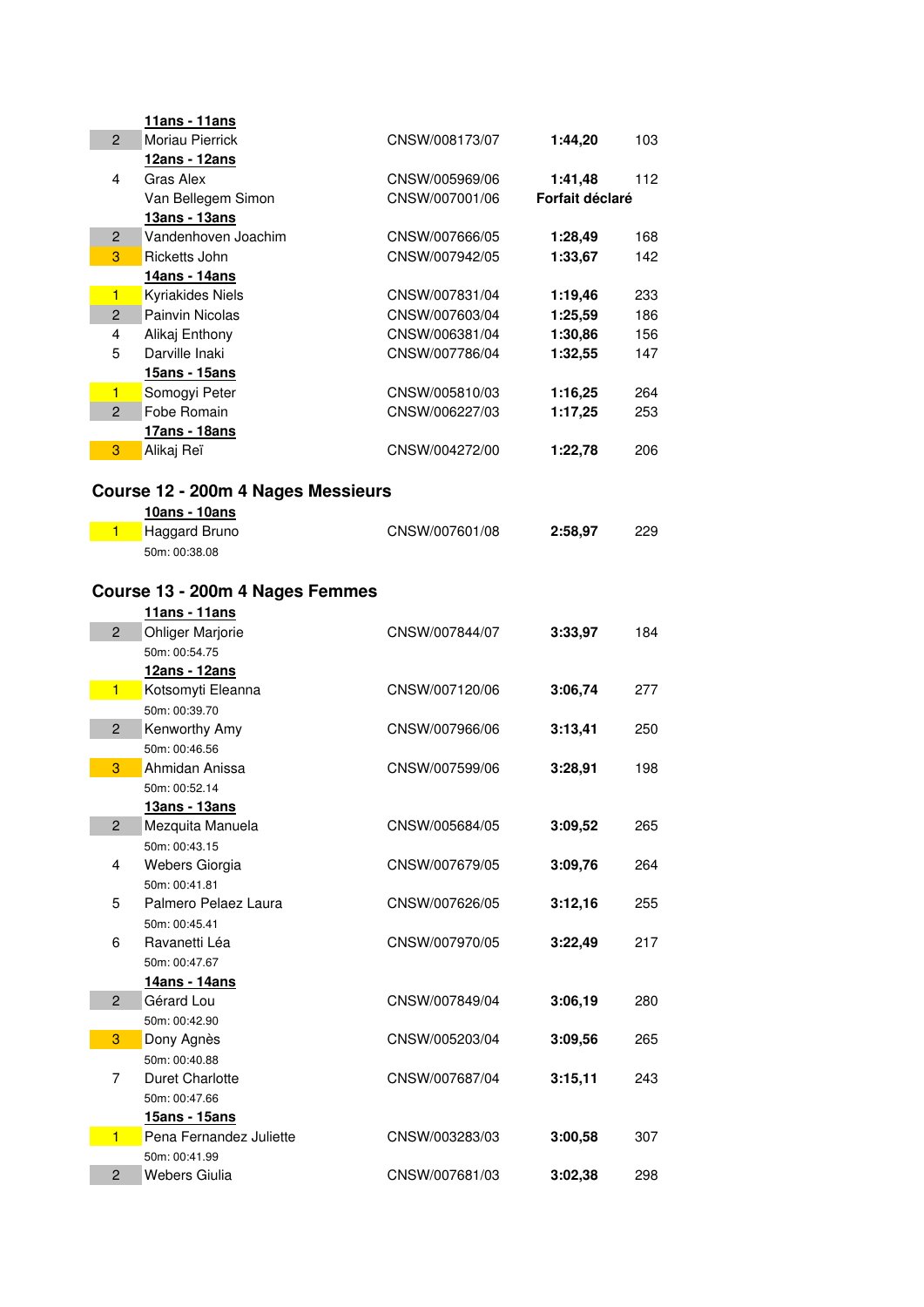| | | | | |
|---|---|---|---|---|
| | **11ans - 11ans** | | | |
| 2 | Moriau Pierrick | CNSW/008173/07 | **1:44,20** | 103 |
| | **12ans - 12ans** | | | |
| 4 | Gras Alex | CNSW/005969/06 | **1:41,48** | 112 |
| | Van Bellegem Simon | CNSW/007001/06 | **Forfait déclaré** | |
| | **13ans - 13ans** | | | |
| 2 | Vandenhoven Joachim | CNSW/007666/05 | **1:28,49** | 168 |
| 3 | Ricketts John | CNSW/007942/05 | **1:33,67** | 142 |
| | **14ans - 14ans** | | | |
| 1 | Kyriakides Niels | CNSW/007831/04 | **1:19,46** | 233 |
| 2 | Painvin Nicolas | CNSW/007603/04 | **1:25,59** | 186 |
| 4 | Alikaj Enthony | CNSW/006381/04 | **1:30,86** | 156 |
| 5 | Darville Inaki | CNSW/007786/04 | **1:32,55** | 147 |
| | **15ans - 15ans** | | | |
| 1 | Somogyi Peter | CNSW/005810/03 | **1:16,25** | 264 |
| 2 | Fobe Romain | CNSW/006227/03 | **1:17,25** | 253 |
| | **17ans - 18ans** | | | |
| 3 | Alikaj Reï | CNSW/004272/00 | **1:22,78** | 206 |

## Course 12 - 200m 4 Nages Messieurs

| | | | | |
|---|---|---|---|---|
| | **10ans - 10ans** | | | |
| 1 | Haggard Bruno | CNSW/007601/08 | **2:58,97** | 229 |
| | 50m: 00:38.08 | | | |

## Course 13 - 200m 4 Nages Femmes

| | | | | |
|---|---|---|---|---|
| | **11ans - 11ans** | | | |
| 2 | Ohliger Marjorie | CNSW/007844/07 | **3:33,97** | 184 |
| | 50m: 00:54.75 | | | |
| | **12ans - 12ans** | | | |
| 1 | Kotsomyti Eleanna | CNSW/007120/06 | **3:06,74** | 277 |
| | 50m: 00:39.70 | | | |
| 2 | Kenworthy Amy | CNSW/007966/06 | **3:13,41** | 250 |
| | 50m: 00:46.56 | | | |
| 3 | Ahmidan Anissa | CNSW/007599/06 | **3:28,91** | 198 |
| | 50m: 00:52.14 | | | |
| | **13ans - 13ans** | | | |
| 2 | Mezquita Manuela | CNSW/005684/05 | **3:09,52** | 265 |
| | 50m: 00:43.15 | | | |
| 4 | Webers Giorgia | CNSW/007679/05 | **3:09,76** | 264 |
| | 50m: 00:41.81 | | | |
| 5 | Palmero Pelaez Laura | CNSW/007626/05 | **3:12,16** | 255 |
| | 50m: 00:45.41 | | | |
| 6 | Ravanetti Léa | CNSW/007970/05 | **3:22,49** | 217 |
| | 50m: 00:47.67 | | | |
| | **14ans - 14ans** | | | |
| 2 | Gérard Lou | CNSW/007849/04 | **3:06,19** | 280 |
| | 50m: 00:42.90 | | | |
| 3 | Dony Agnès | CNSW/005203/04 | **3:09,56** | 265 |
| | 50m: 00:40.88 | | | |
| 7 | Duret Charlotte | CNSW/007687/04 | **3:15,11** | 243 |
| | 50m: 00:47.66 | | | |
| | **15ans - 15ans** | | | |
| 1 | Pena Fernandez Juliette | CNSW/003283/03 | **3:00,58** | 307 |
| | 50m: 00:41.99 | | | |
| 2 | Webers Giulia | CNSW/007681/03 | **3:02,38** | 298 |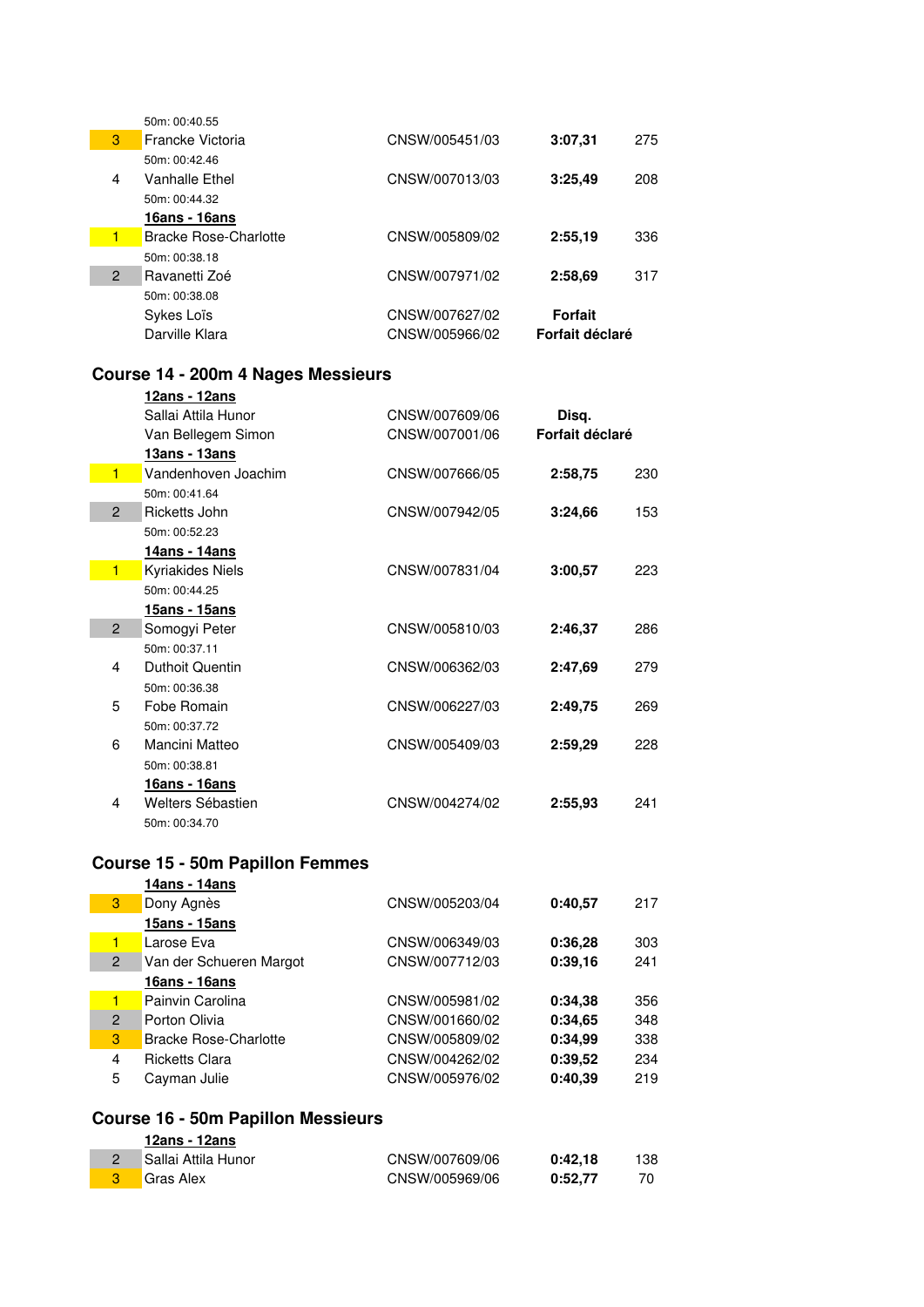| Rang | Nom | Licence | Temps | Points |
|---|---|---|---|---|
| | 50m: 00:40.55 | | | |
| 3 | Francke Victoria | CNSW/005451/03 | **3:07,31** | 275 |
| | 50m: 00:42.46 | | | |
| 4 | Vanhalle Ethel | CNSW/007013/03 | **3:25,49** | 208 |
| | 50m: 00:44.32 | | | |
| | **16ans - 16ans** | | | |
| 1 | Bracke Rose-Charlotte | CNSW/005809/02 | **2:55,19** | 336 |
| | 50m: 00:38.18 | | | |
| 2 | Ravanetti Zoé | CNSW/007971/02 | **2:58,69** | 317 |
| | 50m: 00:38.08 | | | |
| | Sykes Loïs | CNSW/007627/02 | **Forfait** | |
| | Darville Klara | CNSW/005966/02 | **Forfait déclaré** | |

## Course 14 - 200m 4 Nages Messieurs

| Rang | Nom | Licence | Temps | Points |
|---|---|---|---|---|
| | **12ans - 12ans** | | | |
| | Sallai Attila Hunor | CNSW/007609/06 | **Disq.** | |
| | Van Bellegem Simon | CNSW/007001/06 | **Forfait déclaré** | |
| | **13ans - 13ans** | | | |
| 1 | Vandenhoven Joachim | CNSW/007666/05 | **2:58,75** | 230 |
| | 50m: 00:41.64 | | | |
| 2 | Ricketts John | CNSW/007942/05 | **3:24,66** | 153 |
| | 50m: 00:52.23 | | | |
| | **14ans - 14ans** | | | |
| 1 | Kyriakides Niels | CNSW/007831/04 | **3:00,57** | 223 |
| | 50m: 00:44.25 | | | |
| | **15ans - 15ans** | | | |
| 2 | Somogyi Peter | CNSW/005810/03 | **2:46,37** | 286 |
| | 50m: 00:37.11 | | | |
| 4 | Duthoit Quentin | CNSW/006362/03 | **2:47,69** | 279 |
| | 50m: 00:36.38 | | | |
| 5 | Fobe Romain | CNSW/006227/03 | **2:49,75** | 269 |
| | 50m: 00:37.72 | | | |
| 6 | Mancini Matteo | CNSW/005409/03 | **2:59,29** | 228 |
| | 50m: 00:38.81 | | | |
| | **16ans - 16ans** | | | |
| 4 | Welters Sébastien | CNSW/004274/02 | **2:55,93** | 241 |
| | 50m: 00:34.70 | | | |

## Course 15 - 50m Papillon Femmes

| Rang | Nom | Licence | Temps | Points |
|---|---|---|---|---|
| | **14ans - 14ans** | | | |
| 3 | Dony Agnès | CNSW/005203/04 | **0:40,57** | 217 |
| | **15ans - 15ans** | | | |
| 1 | Larose Eva | CNSW/006349/03 | **0:36,28** | 303 |
| 2 | Van der Schueren Margot | CNSW/007712/03 | **0:39,16** | 241 |
| | **16ans - 16ans** | | | |
| 1 | Painvin Carolina | CNSW/005981/02 | **0:34,38** | 356 |
| 2 | Porton Olivia | CNSW/001660/02 | **0:34,65** | 348 |
| 3 | Bracke Rose-Charlotte | CNSW/005809/02 | **0:34,99** | 338 |
| 4 | Ricketts Clara | CNSW/004262/02 | **0:39,52** | 234 |
| 5 | Cayman Julie | CNSW/005976/02 | **0:40,39** | 219 |

## Course 16 - 50m Papillon Messieurs

| Rang | Nom | Licence | Temps | Points |
|---|---|---|---|---|
| | **12ans - 12ans** | | | |
| 2 | Sallai Attila Hunor | CNSW/007609/06 | **0:42,18** | 138 |
| 3 | Gras Alex | CNSW/005969/06 | **0:52,77** | 70 |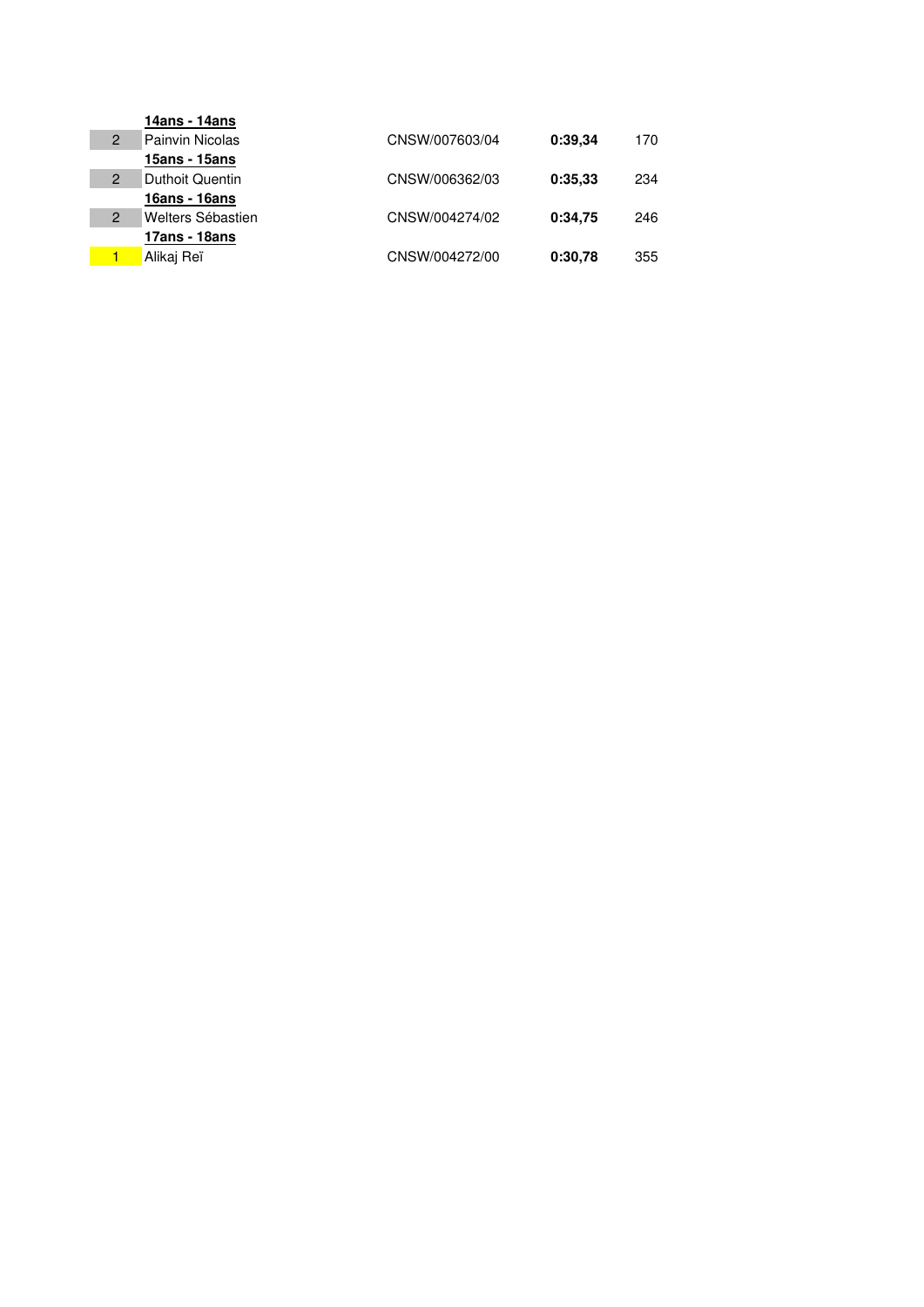| | | | | |
|---|---|---|---|---|
| | **14ans - 14ans** | | | |
| 2 | Painvin Nicolas | CNSW/007603/04 | **0:39,34** | 170 |
| | **15ans - 15ans** | | | |
| 2 | Duthoit Quentin | CNSW/006362/03 | **0:35,33** | 234 |
| | **16ans - 16ans** | | | |
| 2 | Welters Sébastien | CNSW/004274/02 | **0:34,75** | 246 |
| | **17ans - 18ans** | | | |
| 1 | Alikaj Reï | CNSW/004272/00 | **0:30,78** | 355 |